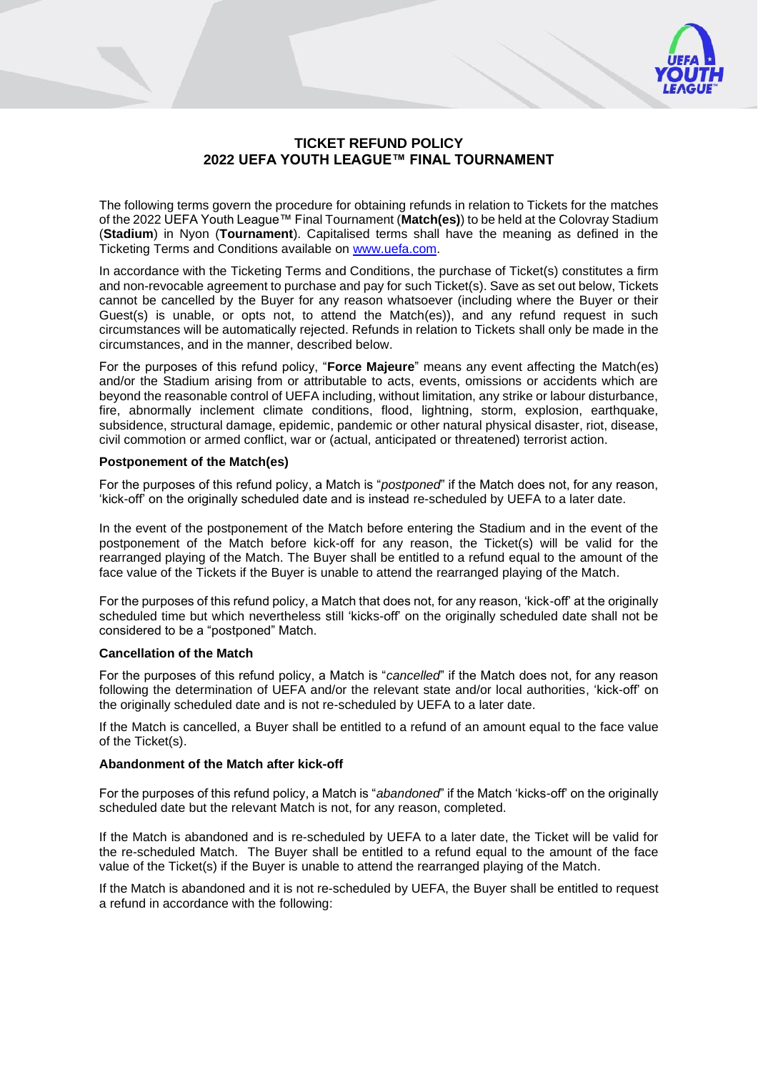# TICKET REFUND POLICY
# 2022 UEFA YOUTH LEAGUE™ FINAL TOURNAMENT

The following terms govern the procedure for obtaining refunds in relation to Tickets for the matches of the 2022 UEFA Youth League™ Final Tournament (**Match(es)**) to be held at the Colovray Stadium (**Stadium**) in Nyon (**Tournament**). Capitalised terms shall have the meaning as defined in the Ticketing Terms and Conditions available on [www.uefa.com](www.uefa.com).

In accordance with the Ticketing Terms and Conditions, the purchase of Ticket(s) constitutes a firm and non-revocable agreement to purchase and pay for such Ticket(s). Save as set out below, Tickets cannot be cancelled by the Buyer for any reason whatsoever (including where the Buyer or their Guest(s) is unable, or opts not, to attend the Match(es)), and any refund request in such circumstances will be automatically rejected. Refunds in relation to Tickets shall only be made in the circumstances, and in the manner, described below.

For the purposes of this refund policy, "**Force Majeure**" means any event affecting the Match(es) and/or the Stadium arising from or attributable to acts, events, omissions or accidents which are beyond the reasonable control of UEFA including, without limitation, any strike or labour disturbance, fire, abnormally inclement climate conditions, flood, lightning, storm, explosion, earthquake, subsidence, structural damage, epidemic, pandemic or other natural physical disaster, riot, disease, civil commotion or armed conflict, war or (actual, anticipated or threatened) terrorist action.

**Postponement of the Match(es)**

For the purposes of this refund policy, a Match is "*postponed*" if the Match does not, for any reason, 'kick-off' on the originally scheduled date and is instead re-scheduled by UEFA to a later date.

In the event of the postponement of the Match before entering the Stadium and in the event of the postponement of the Match before kick-off for any reason, the Ticket(s) will be valid for the rearranged playing of the Match. The Buyer shall be entitled to a refund equal to the amount of the face value of the Tickets if the Buyer is unable to attend the rearranged playing of the Match.

For the purposes of this refund policy, a Match that does not, for any reason, 'kick-off' at the originally scheduled time but which nevertheless still 'kicks-off' on the originally scheduled date shall not be considered to be a "postponed" Match.

**Cancellation of the Match**

For the purposes of this refund policy, a Match is "*cancelled*" if the Match does not, for any reason following the determination of UEFA and/or the relevant state and/or local authorities, 'kick-off' on the originally scheduled date and is not re-scheduled by UEFA to a later date.

If the Match is cancelled, a Buyer shall be entitled to a refund of an amount equal to the face value of the Ticket(s).

**Abandonment of the Match after kick-off**

For the purposes of this refund policy, a Match is "*abandoned*" if the Match 'kicks-off' on the originally scheduled date but the relevant Match is not, for any reason, completed.

If the Match is abandoned and is re-scheduled by UEFA to a later date, the Ticket will be valid for the re-scheduled Match. The Buyer shall be entitled to a refund equal to the amount of the face value of the Ticket(s) if the Buyer is unable to attend the rearranged playing of the Match.

If the Match is abandoned and it is not re-scheduled by UEFA, the Buyer shall be entitled to request a refund in accordance with the following: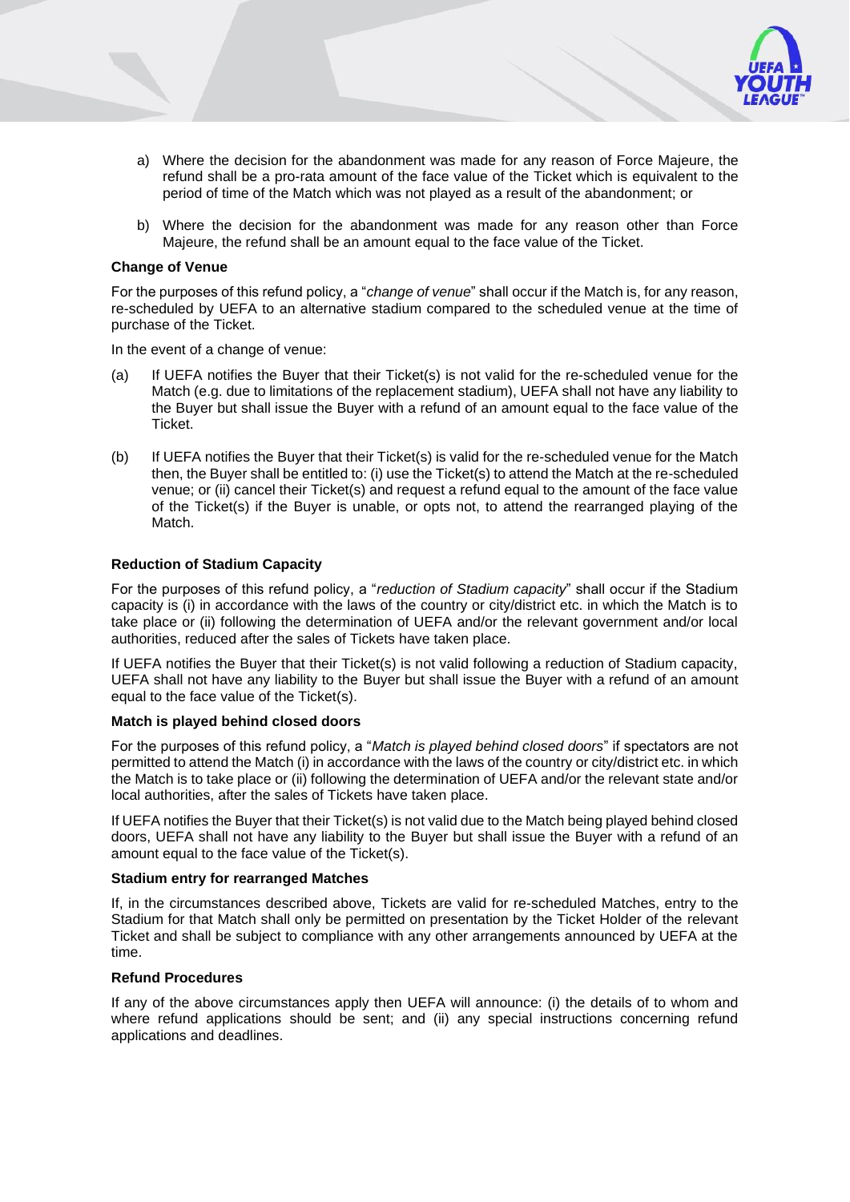a) Where the decision for the abandonment was made for any reason of Force Majeure, the refund shall be a pro-rata amount of the face value of the Ticket which is equivalent to the period of time of the Match which was not played as a result of the abandonment; or

b) Where the decision for the abandonment was made for any reason other than Force Majeure, the refund shall be an amount equal to the face value of the Ticket.

**Change of Venue**

For the purposes of this refund policy, a "*change of venue*" shall occur if the Match is, for any reason, re-scheduled by UEFA to an alternative stadium compared to the scheduled venue at the time of purchase of the Ticket.

In the event of a change of venue:

(a) If UEFA notifies the Buyer that their Ticket(s) is not valid for the re-scheduled venue for the Match (e.g. due to limitations of the replacement stadium), UEFA shall not have any liability to the Buyer but shall issue the Buyer with a refund of an amount equal to the face value of the Ticket.

(b) If UEFA notifies the Buyer that their Ticket(s) is valid for the re-scheduled venue for the Match then, the Buyer shall be entitled to: (i) use the Ticket(s) to attend the Match at the re-scheduled venue; or (ii) cancel their Ticket(s) and request a refund equal to the amount of the face value of the Ticket(s) if the Buyer is unable, or opts not, to attend the rearranged playing of the Match.

**Reduction of Stadium Capacity**

For the purposes of this refund policy, a "*reduction of Stadium capacity*" shall occur if the Stadium capacity is (i) in accordance with the laws of the country or city/district etc. in which the Match is to take place or (ii) following the determination of UEFA and/or the relevant government and/or local authorities, reduced after the sales of Tickets have taken place.

If UEFA notifies the Buyer that their Ticket(s) is not valid following a reduction of Stadium capacity, UEFA shall not have any liability to the Buyer but shall issue the Buyer with a refund of an amount equal to the face value of the Ticket(s).

**Match is played behind closed doors**

For the purposes of this refund policy, a "*Match is played behind closed doors*" if spectators are not permitted to attend the Match (i) in accordance with the laws of the country or city/district etc. in which the Match is to take place or (ii) following the determination of UEFA and/or the relevant state and/or local authorities, after the sales of Tickets have taken place.

If UEFA notifies the Buyer that their Ticket(s) is not valid due to the Match being played behind closed doors, UEFA shall not have any liability to the Buyer but shall issue the Buyer with a refund of an amount equal to the face value of the Ticket(s).

**Stadium entry for rearranged Matches**

If, in the circumstances described above, Tickets are valid for re-scheduled Matches, entry to the Stadium for that Match shall only be permitted on presentation by the Ticket Holder of the relevant Ticket and shall be subject to compliance with any other arrangements announced by UEFA at the time.

**Refund Procedures**

If any of the above circumstances apply then UEFA will announce: (i) the details of to whom and where refund applications should be sent; and (ii) any special instructions concerning refund applications and deadlines.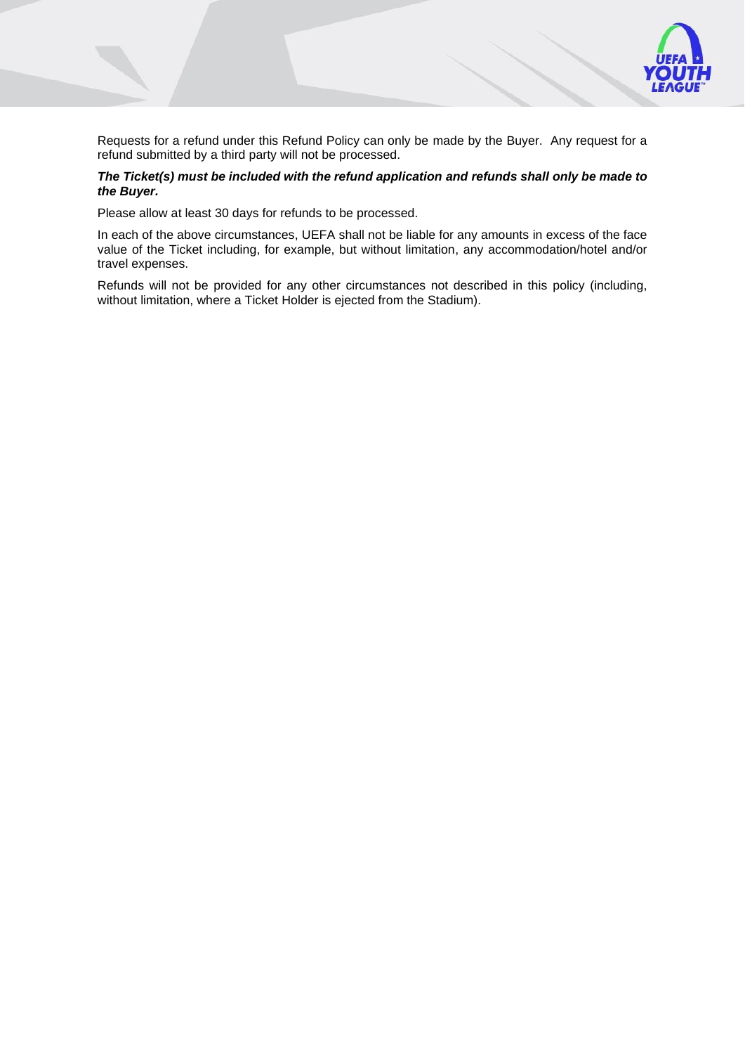Requests for a refund under this Refund Policy can only be made by the Buyer. Any request for a refund submitted by a third party will not be processed.

***The Ticket(s) must be included with the refund application and refunds shall only be made to the Buyer.***

Please allow at least 30 days for refunds to be processed.

In each of the above circumstances, UEFA shall not be liable for any amounts in excess of the face value of the Ticket including, for example, but without limitation, any accommodation/hotel and/or travel expenses.

Refunds will not be provided for any other circumstances not described in this policy (including, without limitation, where a Ticket Holder is ejected from the Stadium).